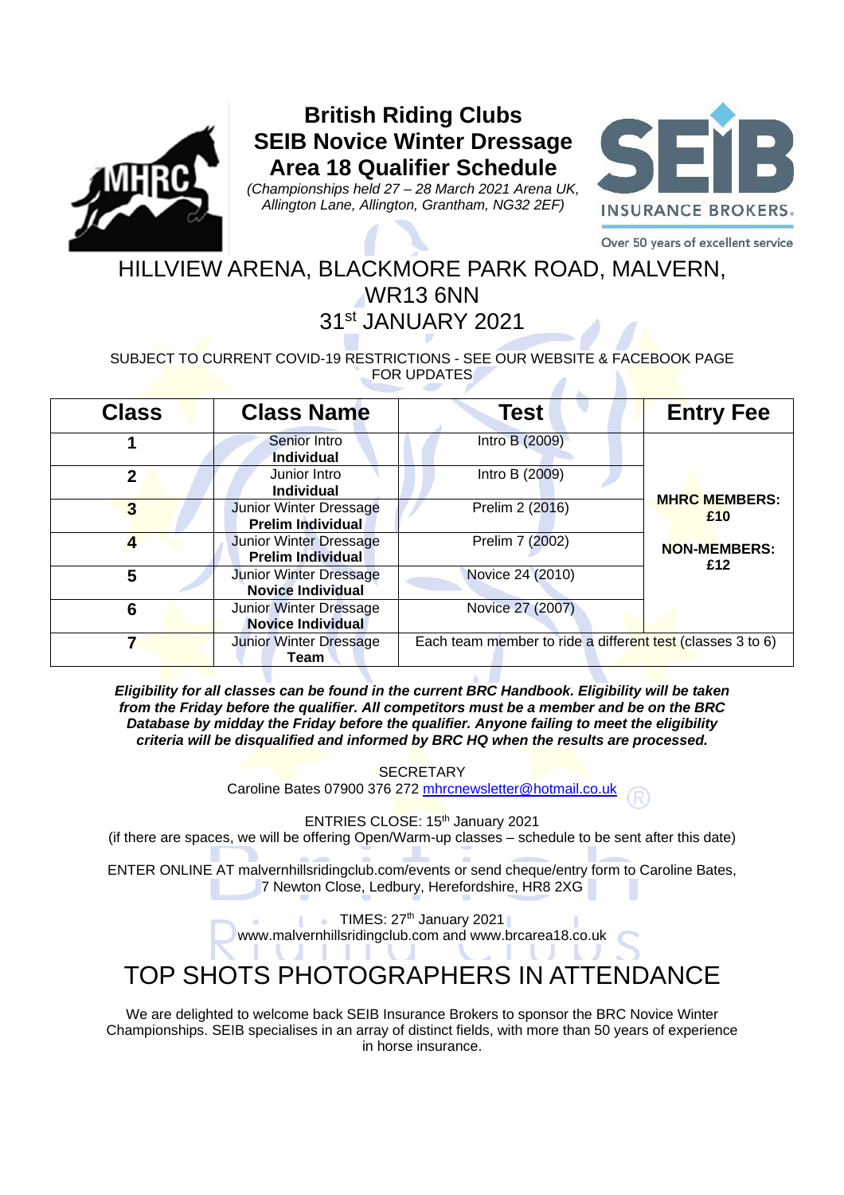# British Riding Clubs SEIB Novice Winter Dressage Area 18 Qualifier Schedule

*(Championships held 27 – 28 March 2021 Arena UK, Allington Lane, Allington, Grantham, NG32 2EF)*

Over 50 years of excellent service

## HILLVIEW ARENA, BLACKMORE PARK ROAD, MALVERN, WR13 6NN
## 31st JANUARY 2021

SUBJECT TO CURRENT COVID-19 RESTRICTIONS - SEE OUR WEBSITE & FACEBOOK PAGE FOR UPDATES

| Class | Class Name | Test | Entry Fee |
|---|---|---|---|
| 1 | Senior Intro **Individual** | Intro B (2009) | **MHRC MEMBERS: £10** **NON-MEMBERS: £12** |
| 2 | Junior Intro **Individual** | Intro B (2009) | |
| 3 | Junior Winter Dressage **Prelim Individual** | Prelim 2 (2016) | |
| 4 | Junior Winter Dressage **Prelim Individual** | Prelim 7 (2002) | |
| 5 | Junior Winter Dressage **Novice Individual** | Novice 24 (2010) | |
| 6 | Junior Winter Dressage **Novice Individual** | Novice 27 (2007) | |
| 7 | Junior Winter Dressage **Team** | Each team member to ride a different test (classes 3 to 6) | |

***Eligibility for all classes can be found in the current BRC Handbook. Eligibility will be taken from the Friday before the qualifier. All competitors must be a member and be on the BRC Database by midday the Friday before the qualifier. Anyone failing to meet the eligibility criteria will be disqualified and informed by BRC HQ when the results are processed.***

SECRETARY
Caroline Bates 07900 376 272 mhrcnewsletter@hotmail.co.uk

ENTRIES CLOSE: 15th January 2021
(if there are spaces, we will be offering Open/Warm-up classes – schedule to be sent after this date)

ENTER ONLINE AT malvernhillsridingclub.com/events or send cheque/entry form to Caroline Bates, 7 Newton Close, Ledbury, Herefordshire, HR8 2XG

TIMES: 27th January 2021
www.malvernhillsridingclub.com and www.brcarea18.co.uk

## TOP SHOTS PHOTOGRAPHERS IN ATTENDANCE

We are delighted to welcome back SEIB Insurance Brokers to sponsor the BRC Novice Winter Championships. SEIB specialises in an array of distinct fields, with more than 50 years of experience in horse insurance.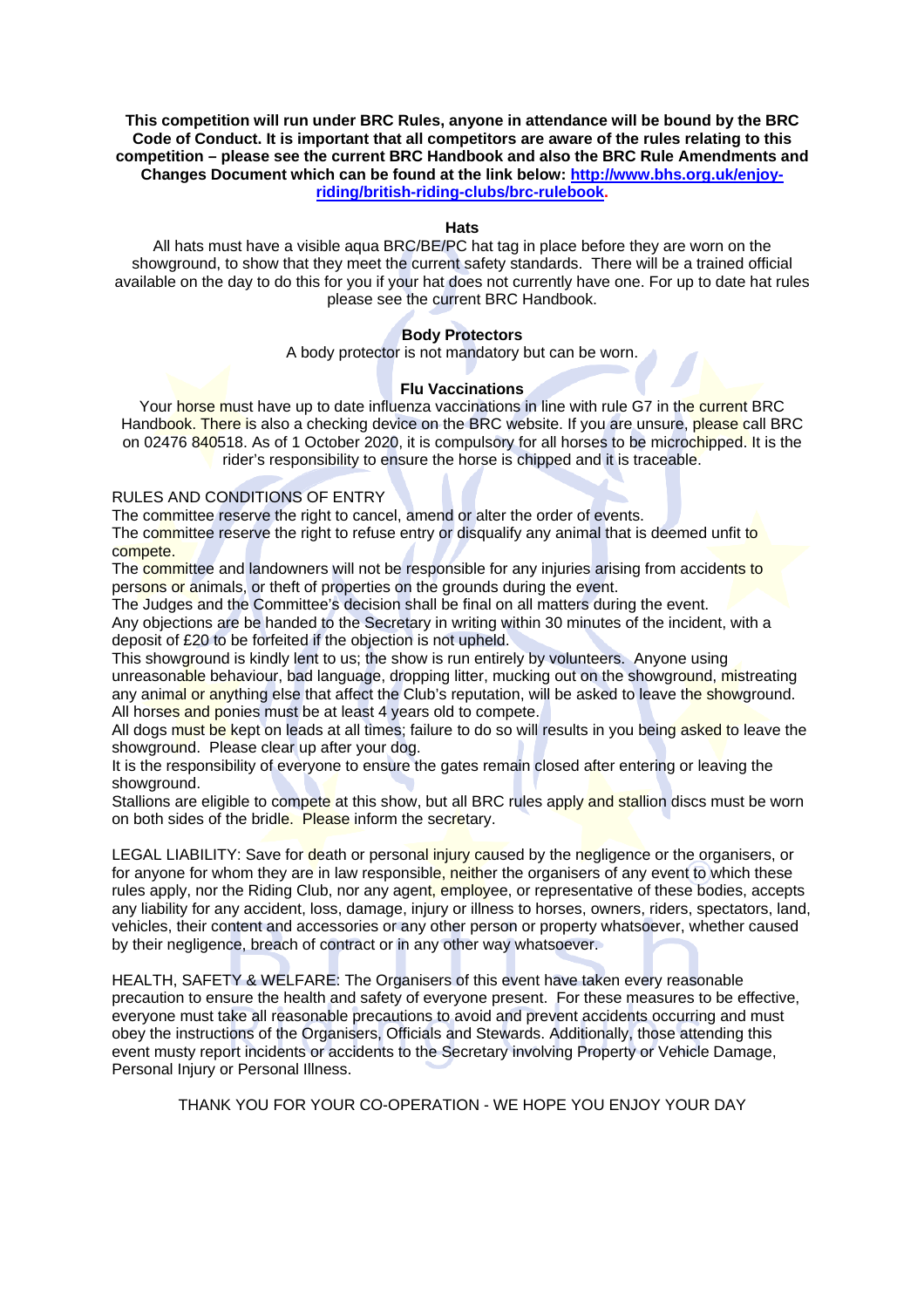**This competition will run under BRC Rules, anyone in attendance will be bound by the BRC Code of Conduct. It is important that all competitors are aware of the rules relating to this competition – please see the current BRC Handbook and also the BRC Rule Amendments and Changes Document which can be found at the link below: [http://www.bhs.org.uk/enjoy-riding/british-riding-clubs/brc-rulebook](http://www.bhs.org.uk/enjoy-riding/british-riding-clubs/brc-rulebook).**

### Hats

All hats must have a visible aqua BRC/BE/PC hat tag in place before they are worn on the showground, to show that they meet the current safety standards. There will be a trained official available on the day to do this for you if your hat does not currently have one. For up to date hat rules please see the current BRC Handbook.

### Body Protectors

A body protector is not mandatory but can be worn.

### Flu Vaccinations

Your horse must have up to date influenza vaccinations in line with rule G7 in the current BRC Handbook. There is also a checking device on the BRC website. If you are unsure, please call BRC on 02476 840518. As of 1 October 2020, it is compulsory for all horses to be microchipped. It is the rider's responsibility to ensure the horse is chipped and it is traceable.

RULES AND CONDITIONS OF ENTRY

The committee reserve the right to cancel, amend or alter the order of events.
The committee reserve the right to refuse entry or disqualify any animal that is deemed unfit to compete.
The committee and landowners will not be responsible for any injuries arising from accidents to persons or animals, or theft of properties on the grounds during the event.
The Judges and the Committee's decision shall be final on all matters during the event.
Any objections are be handed to the Secretary in writing within 30 minutes of the incident, with a deposit of £20 to be forfeited if the objection is not upheld.
This showground is kindly lent to us; the show is run entirely by volunteers. Anyone using unreasonable behaviour, bad language, dropping litter, mucking out on the showground, mistreating any animal or anything else that affect the Club's reputation, will be asked to leave the showground.
All horses and ponies must be at least 4 years old to compete.
All dogs must be kept on leads at all times; failure to do so will results in you being asked to leave the showground. Please clear up after your dog.
It is the responsibility of everyone to ensure the gates remain closed after entering or leaving the showground.
Stallions are eligible to compete at this show, but all BRC rules apply and stallion discs must be worn on both sides of the bridle. Please inform the secretary.

LEGAL LIABILITY: Save for death or personal injury caused by the negligence or the organisers, or for anyone for whom they are in law responsible, neither the organisers of any event to which these rules apply, nor the Riding Club, nor any agent, employee, or representative of these bodies, accepts any liability for any accident, loss, damage, injury or illness to horses, owners, riders, spectators, land, vehicles, their content and accessories or any other person or property whatsoever, whether caused by their negligence, breach of contract or in any other way whatsoever.

HEALTH, SAFETY & WELFARE: The Organisers of this event have taken every reasonable precaution to ensure the health and safety of everyone present. For these measures to be effective, everyone must take all reasonable precautions to avoid and prevent accidents occurring and must obey the instructions of the Organisers, Officials and Stewards. Additionally, those attending this event musty report incidents or accidents to the Secretary involving Property or Vehicle Damage, Personal Injury or Personal Illness.

THANK YOU FOR YOUR CO-OPERATION - WE HOPE YOU ENJOY YOUR DAY